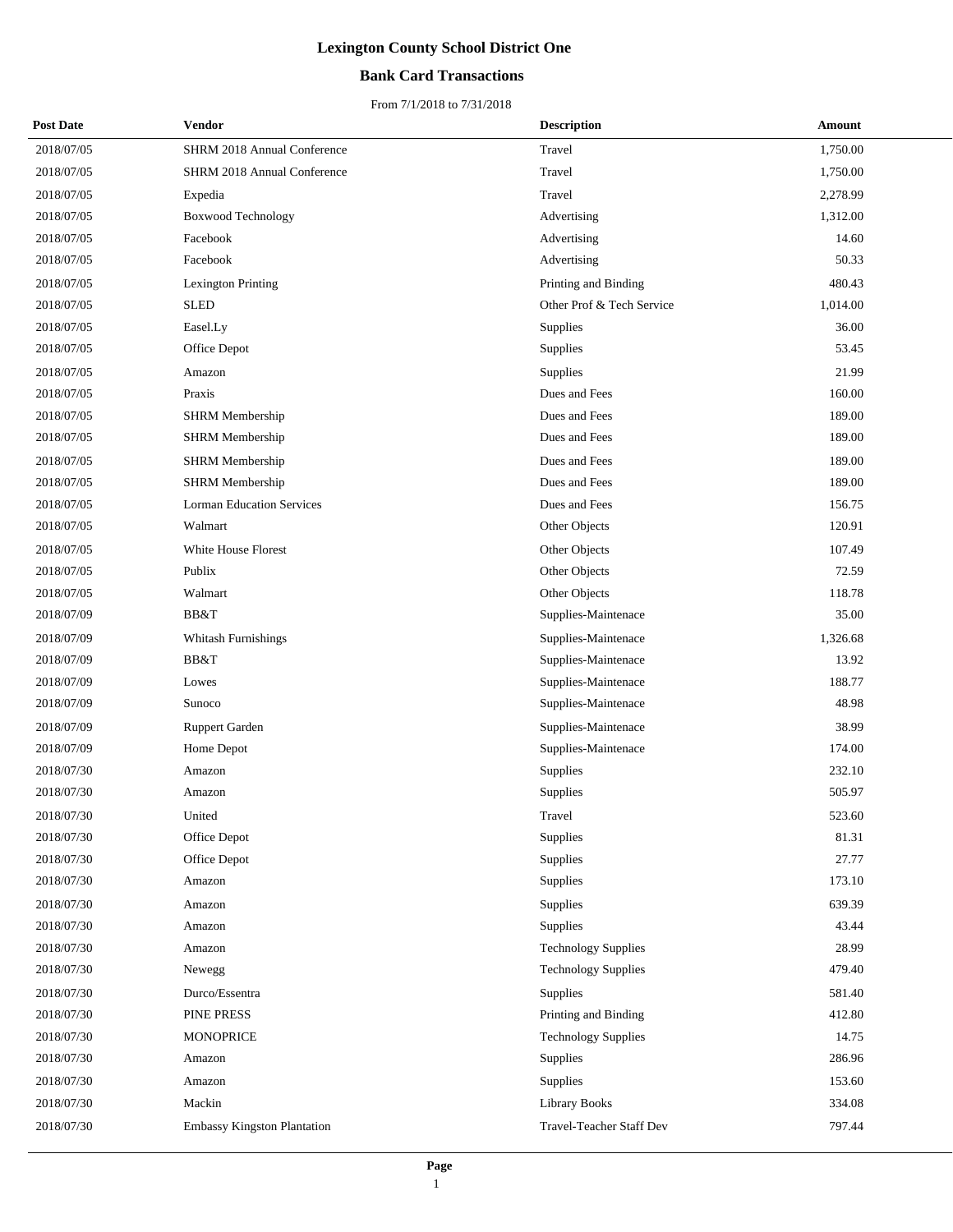# Lexington County School District One

## Bank Card Transactions

From 7/1/2018 to 7/31/2018

| Post Date | Vendor | Description | Amount |
|---|---|---|---|
| 2018/07/05 | SHRM 2018 Annual Conference | Travel | 1,750.00 |
| 2018/07/05 | SHRM 2018 Annual Conference | Travel | 1,750.00 |
| 2018/07/05 | Expedia | Travel | 2,278.99 |
| 2018/07/05 | Boxwood Technology | Advertising | 1,312.00 |
| 2018/07/05 | Facebook | Advertising | 14.60 |
| 2018/07/05 | Facebook | Advertising | 50.33 |
| 2018/07/05 | Lexington Printing | Printing and Binding | 480.43 |
| 2018/07/05 | SLED | Other Prof & Tech Service | 1,014.00 |
| 2018/07/05 | Easel.Ly | Supplies | 36.00 |
| 2018/07/05 | Office Depot | Supplies | 53.45 |
| 2018/07/05 | Amazon | Supplies | 21.99 |
| 2018/07/05 | Praxis | Dues and Fees | 160.00 |
| 2018/07/05 | SHRM Membership | Dues and Fees | 189.00 |
| 2018/07/05 | SHRM Membership | Dues and Fees | 189.00 |
| 2018/07/05 | SHRM Membership | Dues and Fees | 189.00 |
| 2018/07/05 | SHRM Membership | Dues and Fees | 189.00 |
| 2018/07/05 | Lorman Education Services | Dues and Fees | 156.75 |
| 2018/07/05 | Walmart | Other Objects | 120.91 |
| 2018/07/05 | White House Florest | Other Objects | 107.49 |
| 2018/07/05 | Publix | Other Objects | 72.59 |
| 2018/07/05 | Walmart | Other Objects | 118.78 |
| 2018/07/09 | BB&T | Supplies-Maintenace | 35.00 |
| 2018/07/09 | Whitash Furnishings | Supplies-Maintenace | 1,326.68 |
| 2018/07/09 | BB&T | Supplies-Maintenace | 13.92 |
| 2018/07/09 | Lowes | Supplies-Maintenace | 188.77 |
| 2018/07/09 | Sunoco | Supplies-Maintenace | 48.98 |
| 2018/07/09 | Ruppert Garden | Supplies-Maintenace | 38.99 |
| 2018/07/09 | Home Depot | Supplies-Maintenace | 174.00 |
| 2018/07/30 | Amazon | Supplies | 232.10 |
| 2018/07/30 | Amazon | Supplies | 505.97 |
| 2018/07/30 | United | Travel | 523.60 |
| 2018/07/30 | Office Depot | Supplies | 81.31 |
| 2018/07/30 | Office Depot | Supplies | 27.77 |
| 2018/07/30 | Amazon | Supplies | 173.10 |
| 2018/07/30 | Amazon | Supplies | 639.39 |
| 2018/07/30 | Amazon | Supplies | 43.44 |
| 2018/07/30 | Amazon | Technology Supplies | 28.99 |
| 2018/07/30 | Newegg | Technology Supplies | 479.40 |
| 2018/07/30 | Durco/Essentra | Supplies | 581.40 |
| 2018/07/30 | PINE PRESS | Printing and Binding | 412.80 |
| 2018/07/30 | MONOPRICE | Technology Supplies | 14.75 |
| 2018/07/30 | Amazon | Supplies | 286.96 |
| 2018/07/30 | Amazon | Supplies | 153.60 |
| 2018/07/30 | Mackin | Library Books | 334.08 |
| 2018/07/30 | Embassy Kingston Plantation | Travel-Teacher Staff Dev | 797.44 |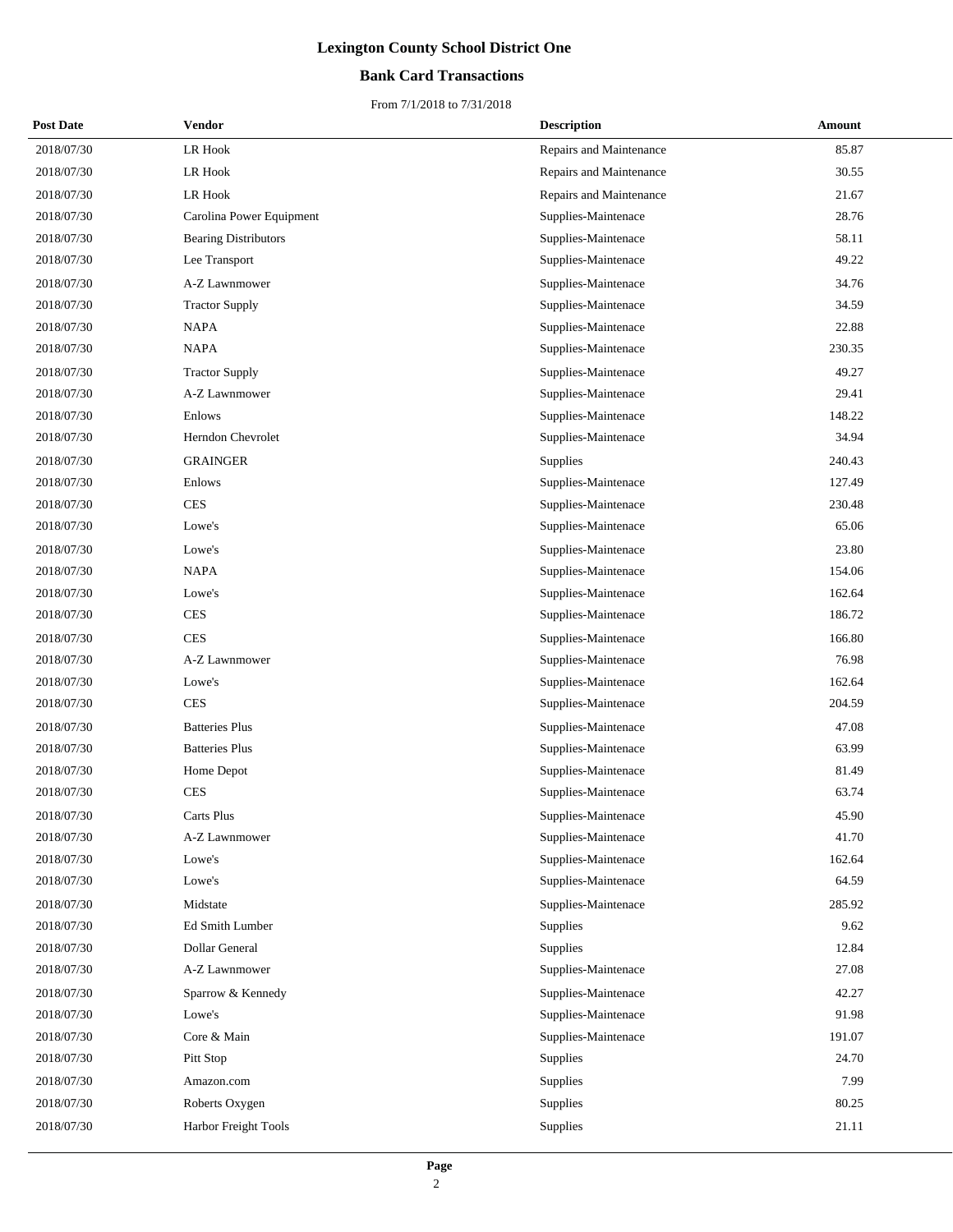# Lexington County School District One

## Bank Card Transactions

From 7/1/2018 to 7/31/2018

| Post Date | Vendor | Description | Amount |
|---|---|---|---|
| 2018/07/30 | LR Hook | Repairs and Maintenance | 85.87 |
| 2018/07/30 | LR Hook | Repairs and Maintenance | 30.55 |
| 2018/07/30 | LR Hook | Repairs and Maintenance | 21.67 |
| 2018/07/30 | Carolina Power Equipment | Supplies-Maintenace | 28.76 |
| 2018/07/30 | Bearing Distributors | Supplies-Maintenace | 58.11 |
| 2018/07/30 | Lee Transport | Supplies-Maintenace | 49.22 |
| 2018/07/30 | A-Z Lawnmower | Supplies-Maintenace | 34.76 |
| 2018/07/30 | Tractor Supply | Supplies-Maintenace | 34.59 |
| 2018/07/30 | NAPA | Supplies-Maintenace | 22.88 |
| 2018/07/30 | NAPA | Supplies-Maintenace | 230.35 |
| 2018/07/30 | Tractor Supply | Supplies-Maintenace | 49.27 |
| 2018/07/30 | A-Z Lawnmower | Supplies-Maintenace | 29.41 |
| 2018/07/30 | Enlows | Supplies-Maintenace | 148.22 |
| 2018/07/30 | Herndon Chevrolet | Supplies-Maintenace | 34.94 |
| 2018/07/30 | GRAINGER | Supplies | 240.43 |
| 2018/07/30 | Enlows | Supplies-Maintenace | 127.49 |
| 2018/07/30 | CES | Supplies-Maintenace | 230.48 |
| 2018/07/30 | Lowe's | Supplies-Maintenace | 65.06 |
| 2018/07/30 | Lowe's | Supplies-Maintenace | 23.80 |
| 2018/07/30 | NAPA | Supplies-Maintenace | 154.06 |
| 2018/07/30 | Lowe's | Supplies-Maintenace | 162.64 |
| 2018/07/30 | CES | Supplies-Maintenace | 186.72 |
| 2018/07/30 | CES | Supplies-Maintenace | 166.80 |
| 2018/07/30 | A-Z Lawnmower | Supplies-Maintenace | 76.98 |
| 2018/07/30 | Lowe's | Supplies-Maintenace | 162.64 |
| 2018/07/30 | CES | Supplies-Maintenace | 204.59 |
| 2018/07/30 | Batteries Plus | Supplies-Maintenace | 47.08 |
| 2018/07/30 | Batteries Plus | Supplies-Maintenace | 63.99 |
| 2018/07/30 | Home Depot | Supplies-Maintenace | 81.49 |
| 2018/07/30 | CES | Supplies-Maintenace | 63.74 |
| 2018/07/30 | Carts Plus | Supplies-Maintenace | 45.90 |
| 2018/07/30 | A-Z Lawnmower | Supplies-Maintenace | 41.70 |
| 2018/07/30 | Lowe's | Supplies-Maintenace | 162.64 |
| 2018/07/30 | Lowe's | Supplies-Maintenace | 64.59 |
| 2018/07/30 | Midstate | Supplies-Maintenace | 285.92 |
| 2018/07/30 | Ed Smith Lumber | Supplies | 9.62 |
| 2018/07/30 | Dollar General | Supplies | 12.84 |
| 2018/07/30 | A-Z Lawnmower | Supplies-Maintenace | 27.08 |
| 2018/07/30 | Sparrow & Kennedy | Supplies-Maintenace | 42.27 |
| 2018/07/30 | Lowe's | Supplies-Maintenace | 91.98 |
| 2018/07/30 | Core & Main | Supplies-Maintenace | 191.07 |
| 2018/07/30 | Pitt Stop | Supplies | 24.70 |
| 2018/07/30 | Amazon.com | Supplies | 7.99 |
| 2018/07/30 | Roberts Oxygen | Supplies | 80.25 |
| 2018/07/30 | Harbor Freight Tools | Supplies | 21.11 |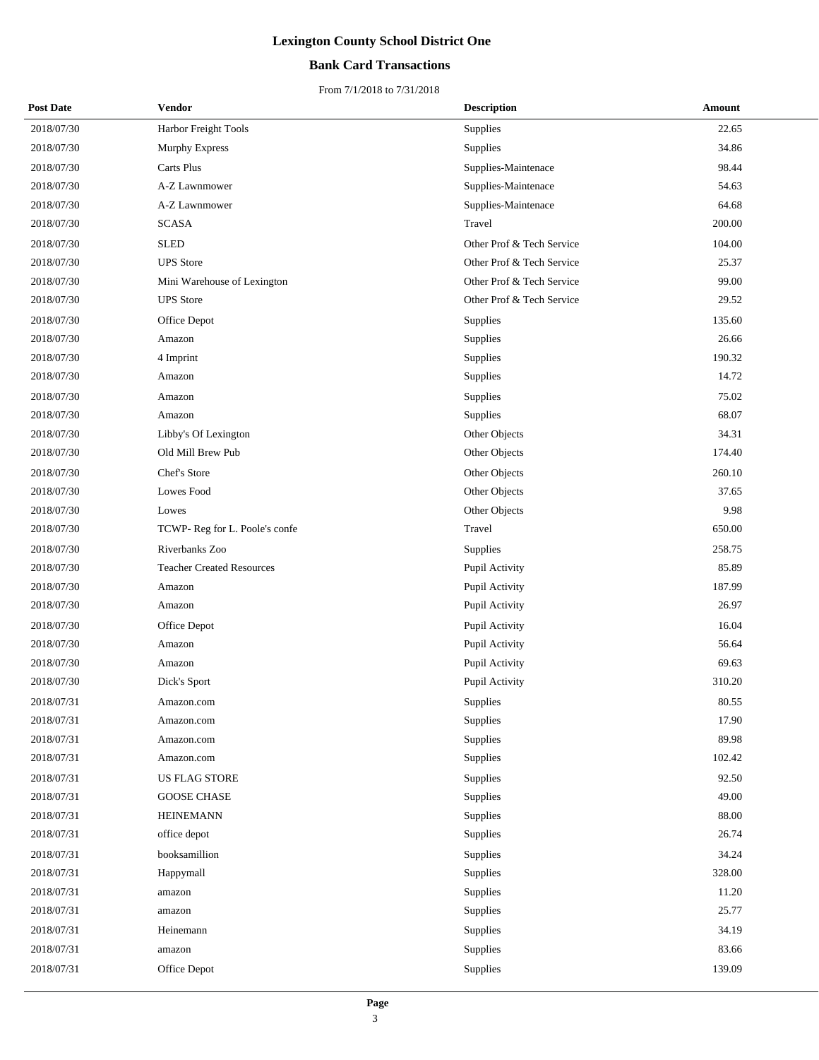# Lexington County School District One

## Bank Card Transactions

From 7/1/2018 to 7/31/2018

| Post Date | Vendor | Description | Amount |
|---|---|---|---|
| 2018/07/30 | Harbor Freight Tools | Supplies | 22.65 |
| 2018/07/30 | Murphy Express | Supplies | 34.86 |
| 2018/07/30 | Carts Plus | Supplies-Maintenace | 98.44 |
| 2018/07/30 | A-Z Lawnmower | Supplies-Maintenace | 54.63 |
| 2018/07/30 | A-Z Lawnmower | Supplies-Maintenace | 64.68 |
| 2018/07/30 | SCASA | Travel | 200.00 |
| 2018/07/30 | SLED | Other Prof & Tech Service | 104.00 |
| 2018/07/30 | UPS Store | Other Prof & Tech Service | 25.37 |
| 2018/07/30 | Mini Warehouse of Lexington | Other Prof & Tech Service | 99.00 |
| 2018/07/30 | UPS Store | Other Prof & Tech Service | 29.52 |
| 2018/07/30 | Office Depot | Supplies | 135.60 |
| 2018/07/30 | Amazon | Supplies | 26.66 |
| 2018/07/30 | 4 Imprint | Supplies | 190.32 |
| 2018/07/30 | Amazon | Supplies | 14.72 |
| 2018/07/30 | Amazon | Supplies | 75.02 |
| 2018/07/30 | Amazon | Supplies | 68.07 |
| 2018/07/30 | Libby's Of Lexington | Other Objects | 34.31 |
| 2018/07/30 | Old Mill Brew Pub | Other Objects | 174.40 |
| 2018/07/30 | Chef's Store | Other Objects | 260.10 |
| 2018/07/30 | Lowes Food | Other Objects | 37.65 |
| 2018/07/30 | Lowes | Other Objects | 9.98 |
| 2018/07/30 | TCWP- Reg for L. Poole's confe | Travel | 650.00 |
| 2018/07/30 | Riverbanks Zoo | Supplies | 258.75 |
| 2018/07/30 | Teacher Created Resources | Pupil Activity | 85.89 |
| 2018/07/30 | Amazon | Pupil Activity | 187.99 |
| 2018/07/30 | Amazon | Pupil Activity | 26.97 |
| 2018/07/30 | Office Depot | Pupil Activity | 16.04 |
| 2018/07/30 | Amazon | Pupil Activity | 56.64 |
| 2018/07/30 | Amazon | Pupil Activity | 69.63 |
| 2018/07/30 | Dick's Sport | Pupil Activity | 310.20 |
| 2018/07/31 | Amazon.com | Supplies | 80.55 |
| 2018/07/31 | Amazon.com | Supplies | 17.90 |
| 2018/07/31 | Amazon.com | Supplies | 89.98 |
| 2018/07/31 | Amazon.com | Supplies | 102.42 |
| 2018/07/31 | US FLAG STORE | Supplies | 92.50 |
| 2018/07/31 | GOOSE CHASE | Supplies | 49.00 |
| 2018/07/31 | HEINEMANN | Supplies | 88.00 |
| 2018/07/31 | office depot | Supplies | 26.74 |
| 2018/07/31 | booksamillion | Supplies | 34.24 |
| 2018/07/31 | Happymall | Supplies | 328.00 |
| 2018/07/31 | amazon | Supplies | 11.20 |
| 2018/07/31 | amazon | Supplies | 25.77 |
| 2018/07/31 | Heinemann | Supplies | 34.19 |
| 2018/07/31 | amazon | Supplies | 83.66 |
| 2018/07/31 | Office Depot | Supplies | 139.09 |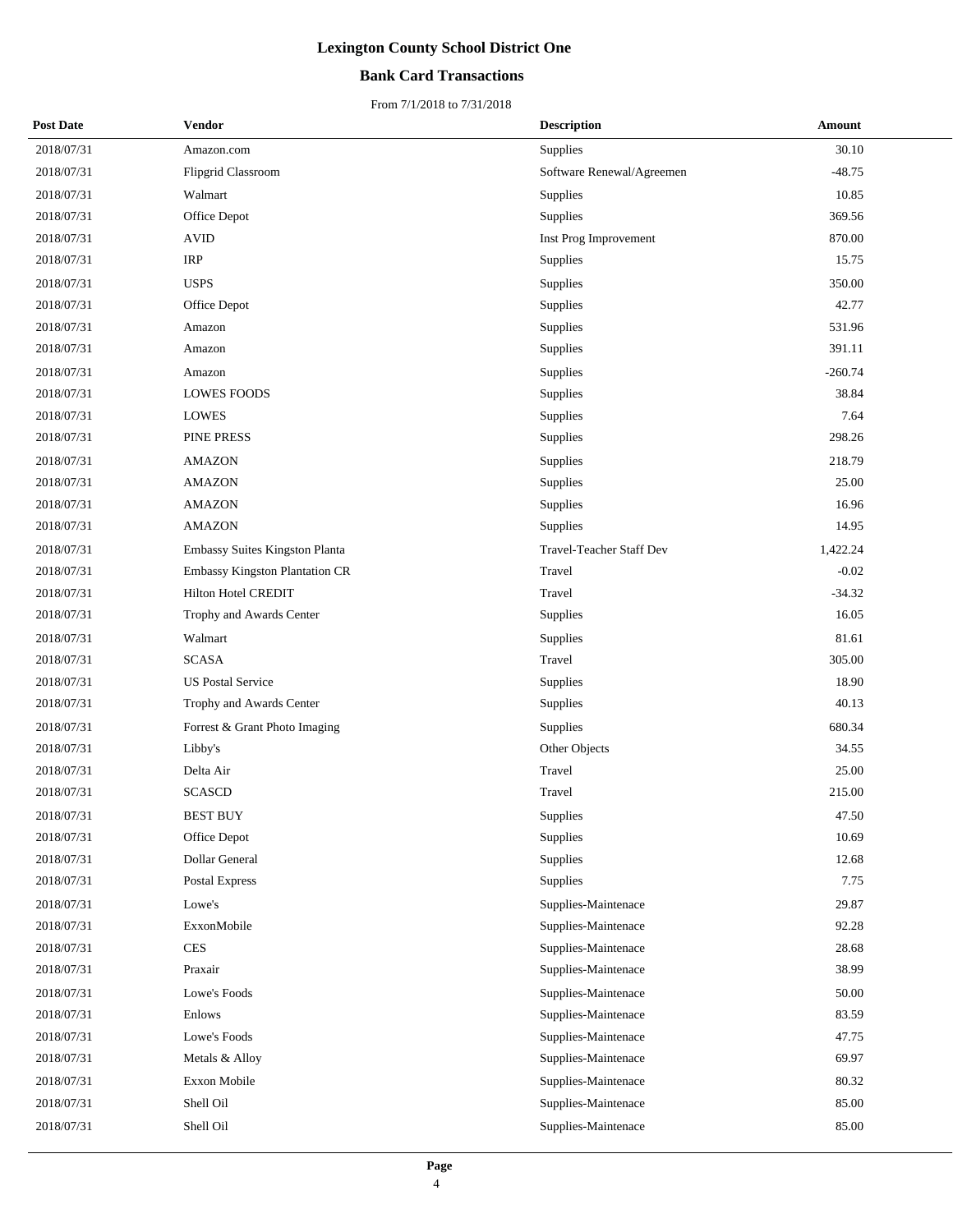# Lexington County School District One

## Bank Card Transactions

From 7/1/2018 to 7/31/2018

| Post Date | Vendor | Description | Amount |
|---|---|---|---|
| 2018/07/31 | Amazon.com | Supplies | 30.10 |
| 2018/07/31 | Flipgrid Classroom | Software Renewal/Agreemen | -48.75 |
| 2018/07/31 | Walmart | Supplies | 10.85 |
| 2018/07/31 | Office Depot | Supplies | 369.56 |
| 2018/07/31 | AVID | Inst Prog Improvement | 870.00 |
| 2018/07/31 | IRP | Supplies | 15.75 |
| 2018/07/31 | USPS | Supplies | 350.00 |
| 2018/07/31 | Office Depot | Supplies | 42.77 |
| 2018/07/31 | Amazon | Supplies | 531.96 |
| 2018/07/31 | Amazon | Supplies | 391.11 |
| 2018/07/31 | Amazon | Supplies | -260.74 |
| 2018/07/31 | LOWES FOODS | Supplies | 38.84 |
| 2018/07/31 | LOWES | Supplies | 7.64 |
| 2018/07/31 | PINE PRESS | Supplies | 298.26 |
| 2018/07/31 | AMAZON | Supplies | 218.79 |
| 2018/07/31 | AMAZON | Supplies | 25.00 |
| 2018/07/31 | AMAZON | Supplies | 16.96 |
| 2018/07/31 | AMAZON | Supplies | 14.95 |
| 2018/07/31 | Embassy Suites Kingston Planta | Travel-Teacher Staff Dev | 1,422.24 |
| 2018/07/31 | Embassy Kingston Plantation CR | Travel | -0.02 |
| 2018/07/31 | Hilton Hotel CREDIT | Travel | -34.32 |
| 2018/07/31 | Trophy and Awards Center | Supplies | 16.05 |
| 2018/07/31 | Walmart | Supplies | 81.61 |
| 2018/07/31 | SCASA | Travel | 305.00 |
| 2018/07/31 | US Postal Service | Supplies | 18.90 |
| 2018/07/31 | Trophy and Awards Center | Supplies | 40.13 |
| 2018/07/31 | Forrest & Grant Photo Imaging | Supplies | 680.34 |
| 2018/07/31 | Libby's | Other Objects | 34.55 |
| 2018/07/31 | Delta Air | Travel | 25.00 |
| 2018/07/31 | SCASCD | Travel | 215.00 |
| 2018/07/31 | BEST BUY | Supplies | 47.50 |
| 2018/07/31 | Office Depot | Supplies | 10.69 |
| 2018/07/31 | Dollar General | Supplies | 12.68 |
| 2018/07/31 | Postal Express | Supplies | 7.75 |
| 2018/07/31 | Lowe's | Supplies-Maintenace | 29.87 |
| 2018/07/31 | ExxonMobile | Supplies-Maintenace | 92.28 |
| 2018/07/31 | CES | Supplies-Maintenace | 28.68 |
| 2018/07/31 | Praxair | Supplies-Maintenace | 38.99 |
| 2018/07/31 | Lowe's Foods | Supplies-Maintenace | 50.00 |
| 2018/07/31 | Enlows | Supplies-Maintenace | 83.59 |
| 2018/07/31 | Lowe's Foods | Supplies-Maintenace | 47.75 |
| 2018/07/31 | Metals & Alloy | Supplies-Maintenace | 69.97 |
| 2018/07/31 | Exxon Mobile | Supplies-Maintenace | 80.32 |
| 2018/07/31 | Shell Oil | Supplies-Maintenace | 85.00 |
| 2018/07/31 | Shell Oil | Supplies-Maintenace | 85.00 |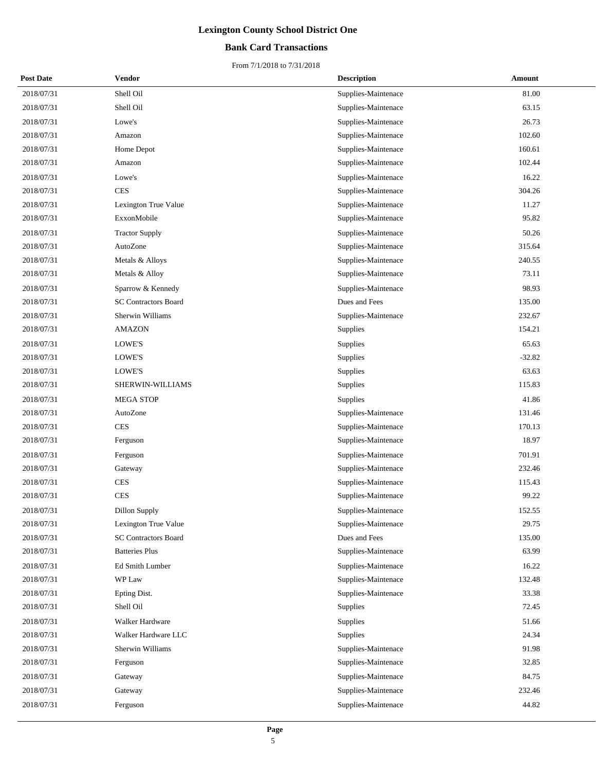# Lexington County School District One

## Bank Card Transactions

From 7/1/2018 to 7/31/2018

| Post Date | Vendor | Description | Amount |
|---|---|---|---|
| 2018/07/31 | Shell Oil | Supplies-Maintenace | 81.00 |
| 2018/07/31 | Shell Oil | Supplies-Maintenace | 63.15 |
| 2018/07/31 | Lowe's | Supplies-Maintenace | 26.73 |
| 2018/07/31 | Amazon | Supplies-Maintenace | 102.60 |
| 2018/07/31 | Home Depot | Supplies-Maintenace | 160.61 |
| 2018/07/31 | Amazon | Supplies-Maintenace | 102.44 |
| 2018/07/31 | Lowe's | Supplies-Maintenace | 16.22 |
| 2018/07/31 | CES | Supplies-Maintenace | 304.26 |
| 2018/07/31 | Lexington True Value | Supplies-Maintenace | 11.27 |
| 2018/07/31 | ExxonMobile | Supplies-Maintenace | 95.82 |
| 2018/07/31 | Tractor Supply | Supplies-Maintenace | 50.26 |
| 2018/07/31 | AutoZone | Supplies-Maintenace | 315.64 |
| 2018/07/31 | Metals & Alloys | Supplies-Maintenace | 240.55 |
| 2018/07/31 | Metals & Alloy | Supplies-Maintenace | 73.11 |
| 2018/07/31 | Sparrow & Kennedy | Supplies-Maintenace | 98.93 |
| 2018/07/31 | SC Contractors Board | Dues and Fees | 135.00 |
| 2018/07/31 | Sherwin Williams | Supplies-Maintenace | 232.67 |
| 2018/07/31 | AMAZON | Supplies | 154.21 |
| 2018/07/31 | LOWE'S | Supplies | 65.63 |
| 2018/07/31 | LOWE'S | Supplies | -32.82 |
| 2018/07/31 | LOWE'S | Supplies | 63.63 |
| 2018/07/31 | SHERWIN-WILLIAMS | Supplies | 115.83 |
| 2018/07/31 | MEGA STOP | Supplies | 41.86 |
| 2018/07/31 | AutoZone | Supplies-Maintenace | 131.46 |
| 2018/07/31 | CES | Supplies-Maintenace | 170.13 |
| 2018/07/31 | Ferguson | Supplies-Maintenace | 18.97 |
| 2018/07/31 | Ferguson | Supplies-Maintenace | 701.91 |
| 2018/07/31 | Gateway | Supplies-Maintenace | 232.46 |
| 2018/07/31 | CES | Supplies-Maintenace | 115.43 |
| 2018/07/31 | CES | Supplies-Maintenace | 99.22 |
| 2018/07/31 | Dillon Supply | Supplies-Maintenace | 152.55 |
| 2018/07/31 | Lexington True Value | Supplies-Maintenace | 29.75 |
| 2018/07/31 | SC Contractors Board | Dues and Fees | 135.00 |
| 2018/07/31 | Batteries Plus | Supplies-Maintenace | 63.99 |
| 2018/07/31 | Ed Smith Lumber | Supplies-Maintenace | 16.22 |
| 2018/07/31 | WP Law | Supplies-Maintenace | 132.48 |
| 2018/07/31 | Epting Dist. | Supplies-Maintenace | 33.38 |
| 2018/07/31 | Shell Oil | Supplies | 72.45 |
| 2018/07/31 | Walker Hardware | Supplies | 51.66 |
| 2018/07/31 | Walker Hardware LLC | Supplies | 24.34 |
| 2018/07/31 | Sherwin Williams | Supplies-Maintenace | 91.98 |
| 2018/07/31 | Ferguson | Supplies-Maintenace | 32.85 |
| 2018/07/31 | Gateway | Supplies-Maintenace | 84.75 |
| 2018/07/31 | Gateway | Supplies-Maintenace | 232.46 |
| 2018/07/31 | Ferguson | Supplies-Maintenace | 44.82 |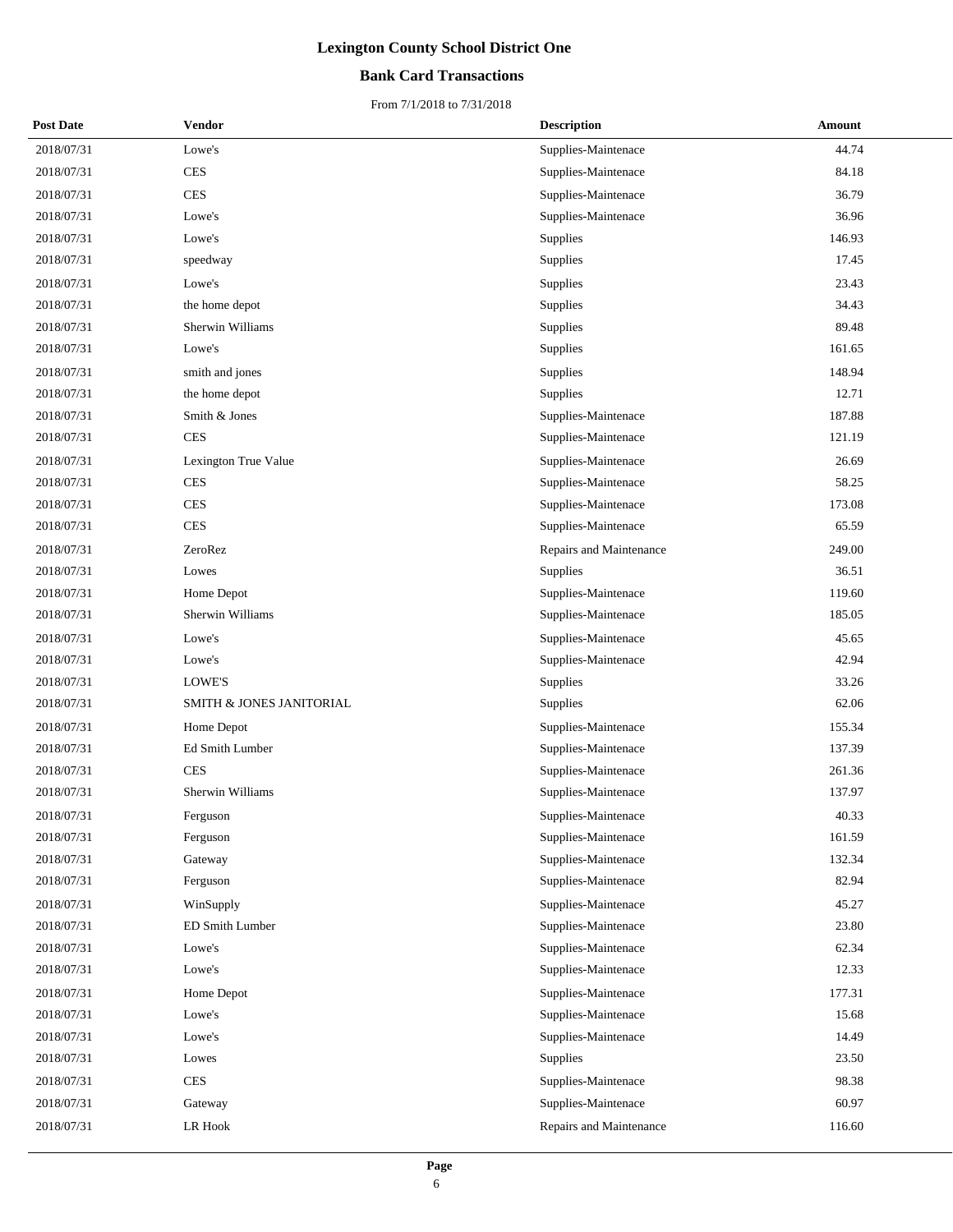# Lexington County School District One

## Bank Card Transactions

From 7/1/2018 to 7/31/2018

| Post Date | Vendor | Description | Amount |
|---|---|---|---|
| 2018/07/31 | Lowe's | Supplies-Maintenace | 44.74 |
| 2018/07/31 | CES | Supplies-Maintenace | 84.18 |
| 2018/07/31 | CES | Supplies-Maintenace | 36.79 |
| 2018/07/31 | Lowe's | Supplies-Maintenace | 36.96 |
| 2018/07/31 | Lowe's | Supplies | 146.93 |
| 2018/07/31 | speedway | Supplies | 17.45 |
| 2018/07/31 | Lowe's | Supplies | 23.43 |
| 2018/07/31 | the home depot | Supplies | 34.43 |
| 2018/07/31 | Sherwin Williams | Supplies | 89.48 |
| 2018/07/31 | Lowe's | Supplies | 161.65 |
| 2018/07/31 | smith and jones | Supplies | 148.94 |
| 2018/07/31 | the home depot | Supplies | 12.71 |
| 2018/07/31 | Smith & Jones | Supplies-Maintenace | 187.88 |
| 2018/07/31 | CES | Supplies-Maintenace | 121.19 |
| 2018/07/31 | Lexington True Value | Supplies-Maintenace | 26.69 |
| 2018/07/31 | CES | Supplies-Maintenace | 58.25 |
| 2018/07/31 | CES | Supplies-Maintenace | 173.08 |
| 2018/07/31 | CES | Supplies-Maintenace | 65.59 |
| 2018/07/31 | ZeroRez | Repairs and Maintenance | 249.00 |
| 2018/07/31 | Lowes | Supplies | 36.51 |
| 2018/07/31 | Home Depot | Supplies-Maintenace | 119.60 |
| 2018/07/31 | Sherwin Williams | Supplies-Maintenace | 185.05 |
| 2018/07/31 | Lowe's | Supplies-Maintenace | 45.65 |
| 2018/07/31 | Lowe's | Supplies-Maintenace | 42.94 |
| 2018/07/31 | LOWE'S | Supplies | 33.26 |
| 2018/07/31 | SMITH & JONES JANITORIAL | Supplies | 62.06 |
| 2018/07/31 | Home Depot | Supplies-Maintenace | 155.34 |
| 2018/07/31 | Ed Smith Lumber | Supplies-Maintenace | 137.39 |
| 2018/07/31 | CES | Supplies-Maintenace | 261.36 |
| 2018/07/31 | Sherwin Williams | Supplies-Maintenace | 137.97 |
| 2018/07/31 | Ferguson | Supplies-Maintenace | 40.33 |
| 2018/07/31 | Ferguson | Supplies-Maintenace | 161.59 |
| 2018/07/31 | Gateway | Supplies-Maintenace | 132.34 |
| 2018/07/31 | Ferguson | Supplies-Maintenace | 82.94 |
| 2018/07/31 | WinSupply | Supplies-Maintenace | 45.27 |
| 2018/07/31 | ED Smith Lumber | Supplies-Maintenace | 23.80 |
| 2018/07/31 | Lowe's | Supplies-Maintenace | 62.34 |
| 2018/07/31 | Lowe's | Supplies-Maintenace | 12.33 |
| 2018/07/31 | Home Depot | Supplies-Maintenace | 177.31 |
| 2018/07/31 | Lowe's | Supplies-Maintenace | 15.68 |
| 2018/07/31 | Lowe's | Supplies-Maintenace | 14.49 |
| 2018/07/31 | Lowes | Supplies | 23.50 |
| 2018/07/31 | CES | Supplies-Maintenace | 98.38 |
| 2018/07/31 | Gateway | Supplies-Maintenace | 60.97 |
| 2018/07/31 | LR Hook | Repairs and Maintenance | 116.60 |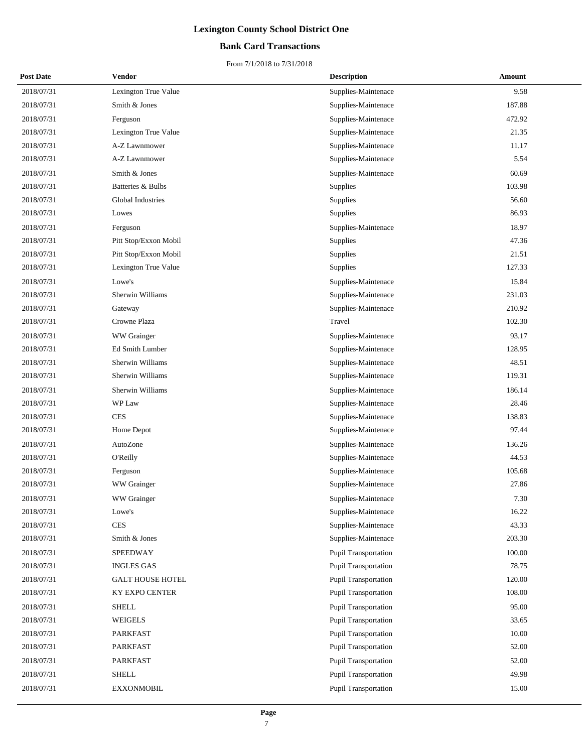# Lexington County School District One

## Bank Card Transactions

From 7/1/2018 to 7/31/2018

| Post Date | Vendor | Description | Amount |
|---|---|---|---|
| 2018/07/31 | Lexington True Value | Supplies-Maintenace | 9.58 |
| 2018/07/31 | Smith & Jones | Supplies-Maintenace | 187.88 |
| 2018/07/31 | Ferguson | Supplies-Maintenace | 472.92 |
| 2018/07/31 | Lexington True Value | Supplies-Maintenace | 21.35 |
| 2018/07/31 | A-Z Lawnmower | Supplies-Maintenace | 11.17 |
| 2018/07/31 | A-Z Lawnmower | Supplies-Maintenace | 5.54 |
| 2018/07/31 | Smith & Jones | Supplies-Maintenace | 60.69 |
| 2018/07/31 | Batteries & Bulbs | Supplies | 103.98 |
| 2018/07/31 | Global Industries | Supplies | 56.60 |
| 2018/07/31 | Lowes | Supplies | 86.93 |
| 2018/07/31 | Ferguson | Supplies-Maintenace | 18.97 |
| 2018/07/31 | Pitt Stop/Exxon Mobil | Supplies | 47.36 |
| 2018/07/31 | Pitt Stop/Exxon Mobil | Supplies | 21.51 |
| 2018/07/31 | Lexington True Value | Supplies | 127.33 |
| 2018/07/31 | Lowe's | Supplies-Maintenace | 15.84 |
| 2018/07/31 | Sherwin Williams | Supplies-Maintenace | 231.03 |
| 2018/07/31 | Gateway | Supplies-Maintenace | 210.92 |
| 2018/07/31 | Crowne Plaza | Travel | 102.30 |
| 2018/07/31 | WW Grainger | Supplies-Maintenace | 93.17 |
| 2018/07/31 | Ed Smith Lumber | Supplies-Maintenace | 128.95 |
| 2018/07/31 | Sherwin Williams | Supplies-Maintenace | 48.51 |
| 2018/07/31 | Sherwin Williams | Supplies-Maintenace | 119.31 |
| 2018/07/31 | Sherwin Williams | Supplies-Maintenace | 186.14 |
| 2018/07/31 | WP Law | Supplies-Maintenace | 28.46 |
| 2018/07/31 | CES | Supplies-Maintenace | 138.83 |
| 2018/07/31 | Home Depot | Supplies-Maintenace | 97.44 |
| 2018/07/31 | AutoZone | Supplies-Maintenace | 136.26 |
| 2018/07/31 | O'Reilly | Supplies-Maintenace | 44.53 |
| 2018/07/31 | Ferguson | Supplies-Maintenace | 105.68 |
| 2018/07/31 | WW Grainger | Supplies-Maintenace | 27.86 |
| 2018/07/31 | WW Grainger | Supplies-Maintenace | 7.30 |
| 2018/07/31 | Lowe's | Supplies-Maintenace | 16.22 |
| 2018/07/31 | CES | Supplies-Maintenace | 43.33 |
| 2018/07/31 | Smith & Jones | Supplies-Maintenace | 203.30 |
| 2018/07/31 | SPEEDWAY | Pupil Transportation | 100.00 |
| 2018/07/31 | INGLES GAS | Pupil Transportation | 78.75 |
| 2018/07/31 | GALT HOUSE HOTEL | Pupil Transportation | 120.00 |
| 2018/07/31 | KY EXPO CENTER | Pupil Transportation | 108.00 |
| 2018/07/31 | SHELL | Pupil Transportation | 95.00 |
| 2018/07/31 | WEIGELS | Pupil Transportation | 33.65 |
| 2018/07/31 | PARKFAST | Pupil Transportation | 10.00 |
| 2018/07/31 | PARKFAST | Pupil Transportation | 52.00 |
| 2018/07/31 | PARKFAST | Pupil Transportation | 52.00 |
| 2018/07/31 | SHELL | Pupil Transportation | 49.98 |
| 2018/07/31 | EXXONMOBIL | Pupil Transportation | 15.00 |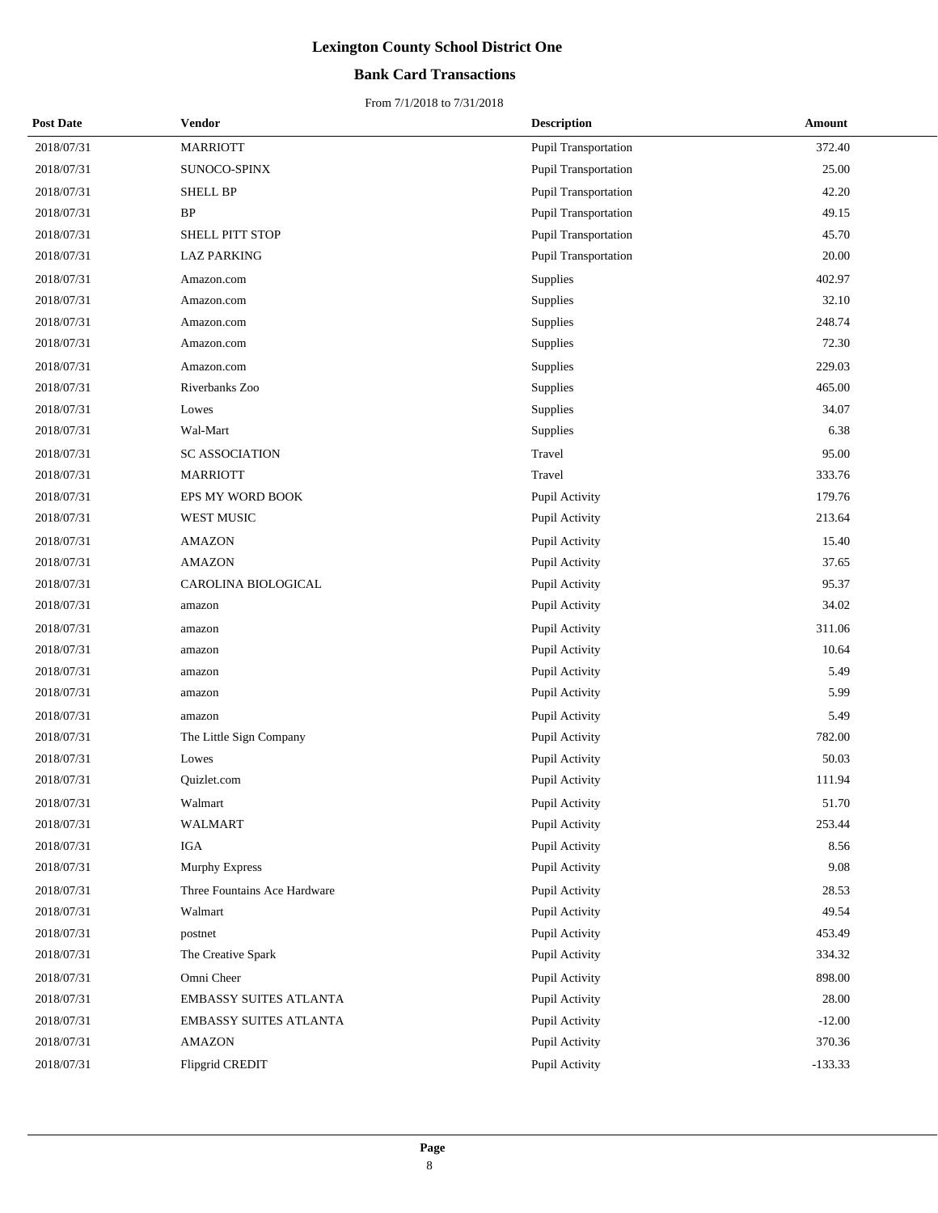# Lexington County School District One

## Bank Card Transactions

From 7/1/2018 to 7/31/2018

| Post Date | Vendor | Description | Amount |
| --- | --- | --- | --- |
| 2018/07/31 | MARRIOTT | Pupil Transportation | 372.40 |
| 2018/07/31 | SUNOCO-SPINX | Pupil Transportation | 25.00 |
| 2018/07/31 | SHELL BP | Pupil Transportation | 42.20 |
| 2018/07/31 | BP | Pupil Transportation | 49.15 |
| 2018/07/31 | SHELL PITT STOP | Pupil Transportation | 45.70 |
| 2018/07/31 | LAZ PARKING | Pupil Transportation | 20.00 |
| 2018/07/31 | Amazon.com | Supplies | 402.97 |
| 2018/07/31 | Amazon.com | Supplies | 32.10 |
| 2018/07/31 | Amazon.com | Supplies | 248.74 |
| 2018/07/31 | Amazon.com | Supplies | 72.30 |
| 2018/07/31 | Amazon.com | Supplies | 229.03 |
| 2018/07/31 | Riverbanks Zoo | Supplies | 465.00 |
| 2018/07/31 | Lowes | Supplies | 34.07 |
| 2018/07/31 | Wal-Mart | Supplies | 6.38 |
| 2018/07/31 | SC ASSOCIATION | Travel | 95.00 |
| 2018/07/31 | MARRIOTT | Travel | 333.76 |
| 2018/07/31 | EPS MY WORD BOOK | Pupil Activity | 179.76 |
| 2018/07/31 | WEST MUSIC | Pupil Activity | 213.64 |
| 2018/07/31 | AMAZON | Pupil Activity | 15.40 |
| 2018/07/31 | AMAZON | Pupil Activity | 37.65 |
| 2018/07/31 | CAROLINA BIOLOGICAL | Pupil Activity | 95.37 |
| 2018/07/31 | amazon | Pupil Activity | 34.02 |
| 2018/07/31 | amazon | Pupil Activity | 311.06 |
| 2018/07/31 | amazon | Pupil Activity | 10.64 |
| 2018/07/31 | amazon | Pupil Activity | 5.49 |
| 2018/07/31 | amazon | Pupil Activity | 5.99 |
| 2018/07/31 | amazon | Pupil Activity | 5.49 |
| 2018/07/31 | The Little Sign Company | Pupil Activity | 782.00 |
| 2018/07/31 | Lowes | Pupil Activity | 50.03 |
| 2018/07/31 | Quizlet.com | Pupil Activity | 111.94 |
| 2018/07/31 | Walmart | Pupil Activity | 51.70 |
| 2018/07/31 | WALMART | Pupil Activity | 253.44 |
| 2018/07/31 | IGA | Pupil Activity | 8.56 |
| 2018/07/31 | Murphy Express | Pupil Activity | 9.08 |
| 2018/07/31 | Three Fountains Ace Hardware | Pupil Activity | 28.53 |
| 2018/07/31 | Walmart | Pupil Activity | 49.54 |
| 2018/07/31 | postnet | Pupil Activity | 453.49 |
| 2018/07/31 | The Creative Spark | Pupil Activity | 334.32 |
| 2018/07/31 | Omni Cheer | Pupil Activity | 898.00 |
| 2018/07/31 | EMBASSY SUITES ATLANTA | Pupil Activity | 28.00 |
| 2018/07/31 | EMBASSY SUITES ATLANTA | Pupil Activity | -12.00 |
| 2018/07/31 | AMAZON | Pupil Activity | 370.36 |
| 2018/07/31 | Flipgrid CREDIT | Pupil Activity | -133.33 |